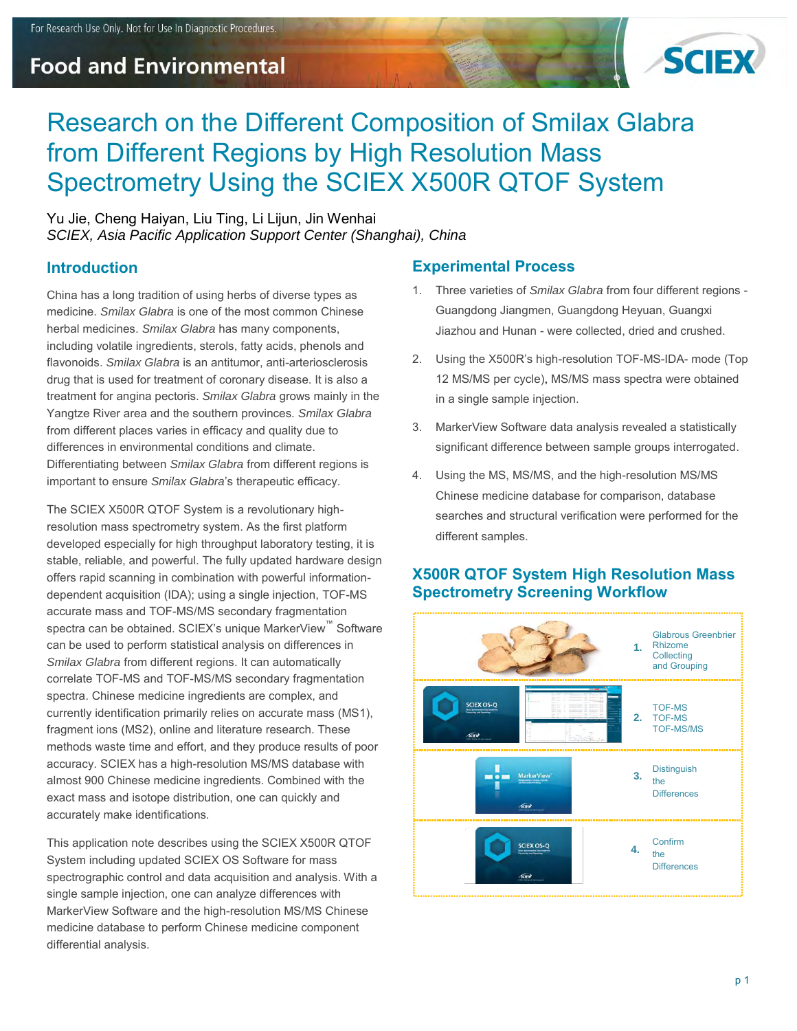# Research on the Different Composition of Smilax Glabra from Different Regions by High Resolution Mass Spectrometry Using the SCIEX X500R QTOF System

Yu Jie, Cheng Haiyan, Liu Ting, Li Lijun, Jin Wenhai
*SCIEX, Asia Pacific Application Support Center (Shanghai), China*

## Introduction

China has a long tradition of using herbs of diverse types as medicine. *Smilax Glabra* is one of the most common Chinese herbal medicines. *Smilax Glabra* has many components, including volatile ingredients, sterols, fatty acids, phenols and flavonoids. *Smilax Glabra* is an antitumor, anti-arteriosclerosis drug that is used for treatment of coronary disease. It is also a treatment for angina pectoris. *Smilax Glabra* grows mainly in the Yangtze River area and the southern provinces. *Smilax Glabra* from different places varies in efficacy and quality due to differences in environmental conditions and climate. Differentiating between *Smilax Glabra* from different regions is important to ensure *Smilax Glabra*'s therapeutic efficacy.

The SCIEX X500R QTOF System is a revolutionary high-resolution mass spectrometry system. As the first platform developed especially for high throughput laboratory testing, it is stable, reliable, and powerful. The fully updated hardware design offers rapid scanning in combination with powerful information-dependent acquisition (IDA); using a single injection, TOF-MS accurate mass and TOF-MS/MS secondary fragmentation spectra can be obtained. SCIEX's unique MarkerView™ Software can be used to perform statistical analysis on differences in *Smilax Glabra* from different regions. It can automatically correlate TOF-MS and TOF-MS/MS secondary fragmentation spectra. Chinese medicine ingredients are complex, and currently identification primarily relies on accurate mass (MS1), fragment ions (MS2), online and literature research. These methods waste time and effort, and they produce results of poor accuracy. SCIEX has a high-resolution MS/MS database with almost 900 Chinese medicine ingredients. Combined with the exact mass and isotope distribution, one can quickly and accurately make identifications.

This application note describes using the SCIEX X500R QTOF System including updated SCIEX OS Software for mass spectrographic control and data acquisition and analysis. With a single sample injection, one can analyze differences with MarkerView Software and the high-resolution MS/MS Chinese medicine database to perform Chinese medicine component differential analysis.

## Experimental Process

1. Three varieties of *Smilax Glabra* from four different regions - Guangdong Jiangmen, Guangdong Heyuan, Guangxi Jiazhou and Hunan - were collected, dried and crushed.
2. Using the X500R's high-resolution TOF-MS-IDA- mode (Top 12 MS/MS per cycle), MS/MS mass spectra were obtained in a single sample injection.
3. MarkerView Software data analysis revealed a statistically significant difference between sample groups interrogated.
4. Using the MS, MS/MS, and the high-resolution MS/MS Chinese medicine database for comparison, database searches and structural verification were performed for the different samples.

## X500R QTOF System High Resolution Mass Spectrometry Screening Workflow

1. Glabrous Greenbrier Rhizome Collecting and Grouping
2. TOF-MS TOF-MS TOF-MS/MS
3. Distinguish the Differences
4. Confirm the Differences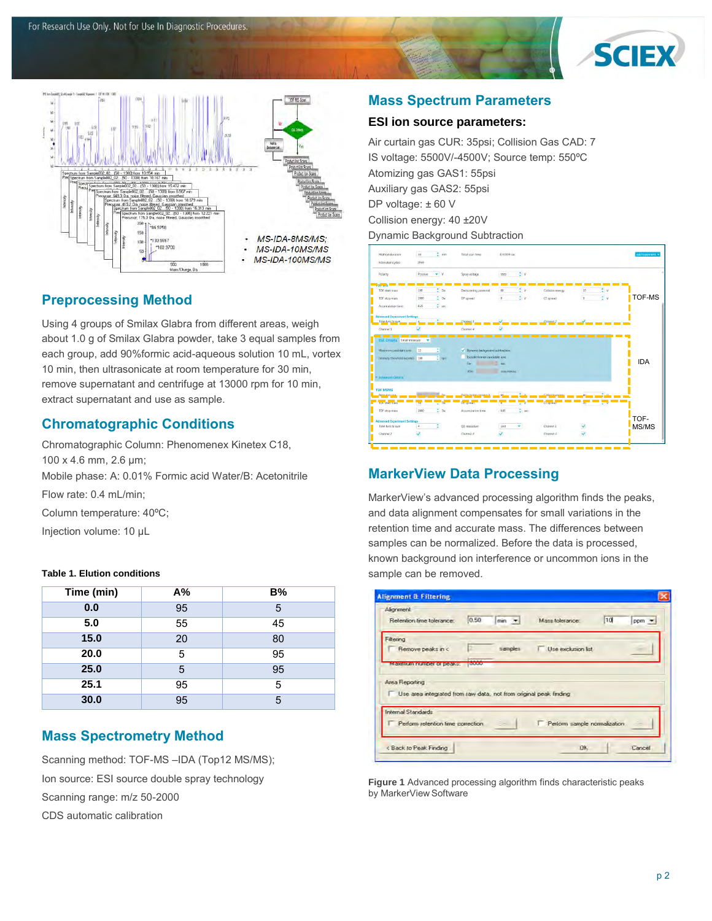- MS-IDA-8MS/MS;
- MS-IDA-10MS/MS
- MS-IDA-100MS/MS

## Preprocessing Method

Using 4 groups of Smilax Glabra from different areas, weigh about 1.0 g of Smilax Glabra powder, take 3 equal samples from each group, add 90%formic acid-aqueous solution 10 mL, vortex 10 min, then ultrasonicate at room temperature for 30 min, remove supernatant and centrifuge at 13000 rpm for 10 min, extract supernatant and use as sample.

## Chromatographic Conditions

Chromatographic Column: Phenomenex Kinetex C18, 100 x 4.6 mm, 2.6 μm;

Mobile phase: A: 0.01% Formic acid Water/B: Acetonitrile

Flow rate: 0.4 mL/min;

Column temperature: 40ºC;

Injection volume: 10 μL

**Table 1. Elution conditions**

| Time (min) | A% | B% |
|---|---|---|
| 0.0 | 95 | 5 |
| 5.0 | 55 | 45 |
| 15.0 | 20 | 80 |
| 20.0 | 5 | 95 |
| 25.0 | 5 | 95 |
| 25.1 | 95 | 5 |
| 30.0 | 95 | 5 |

## Mass Spectrometry Method

Scanning method: TOF-MS –IDA (Top12 MS/MS);

Ion source: ESI source double spray technology

Scanning range: m/z 50-2000

CDS automatic calibration

## Mass Spectrum Parameters

### ESI ion source parameters:

Air curtain gas CUR: 35psi; Collision Gas CAD: 7

IS voltage: 5500V/-4500V; Source temp: 550ºC

Atomizing gas GAS1: 55psi

Auxiliary gas GAS2: 55psi

DP voltage: ± 60 V

Collision energy: 40 ±20V

Dynamic Background Subtraction

TOF-MS

IDA

TOF-MS/MS

## MarkerView Data Processing

MarkerView's advanced processing algorithm finds the peaks, and data alignment compensates for small variations in the retention time and accurate mass. The differences between samples can be normalized. Before the data is processed, known background ion interference or uncommon ions in the sample can be removed.

**Figure 1** Advanced processing algorithm finds characteristic peaks by MarkerView Software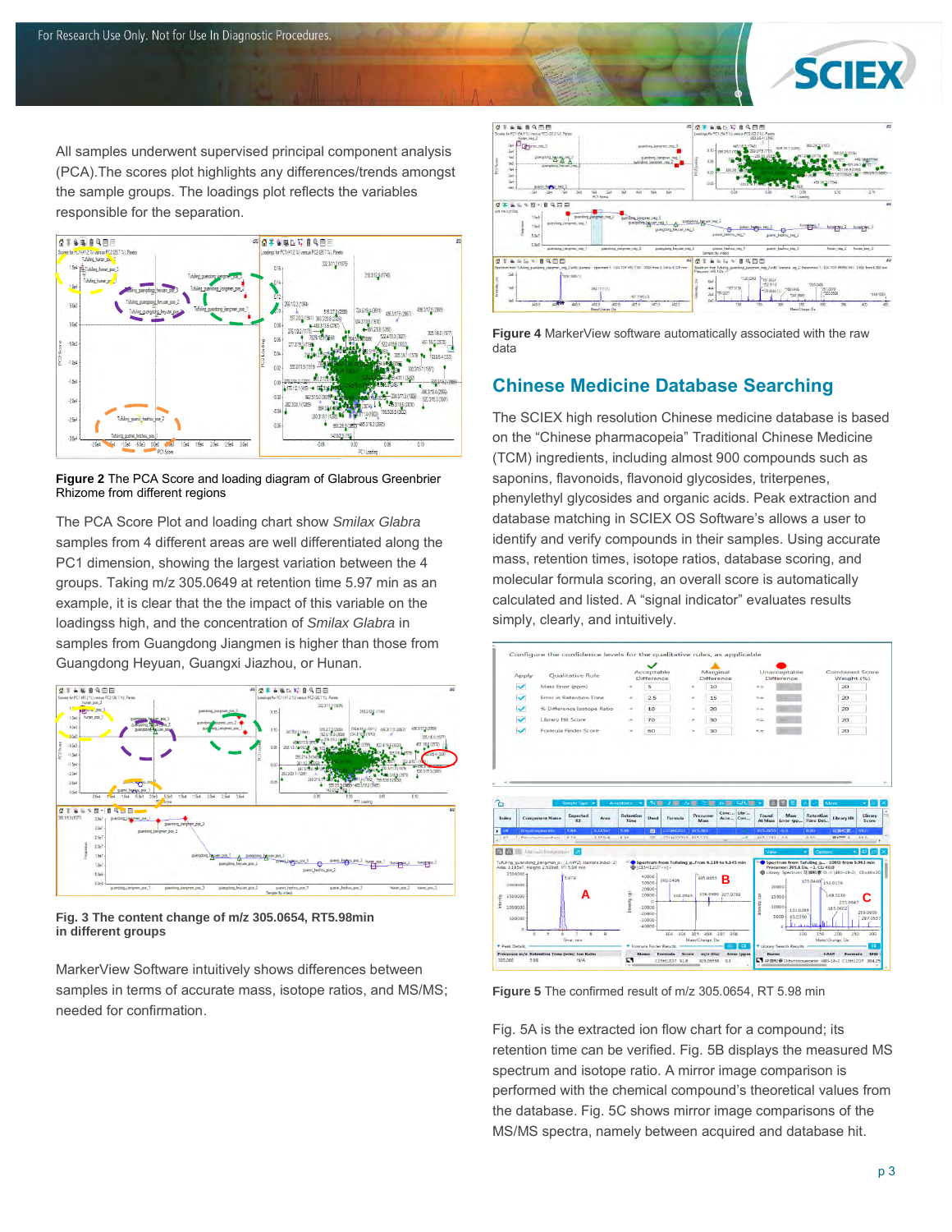All samples underwent supervised principal component analysis (PCA).The scores plot highlights any differences/trends amongst the sample groups. The loadings plot reflects the variables responsible for the separation.

**Figure 2** The PCA Score and loading diagram of Glabrous Greenbrier Rhizome from different regions

The PCA Score Plot and loading chart show *Smilax Glabra* samples from 4 different areas are well differentiated along the PC1 dimension, showing the largest variation between the 4 groups. Taking m/z 305.0649 at retention time 5.97 min as an example, it is clear that the the impact of this variable on the loadingss high, and the concentration of *Smilax Glabra* in samples from Guangdong Jiangmen is higher than those from Guangdong Heyuan, Guangxi Jiazhou, or Hunan.

**Fig. 3 The content change of m/z 305.0654, RT5.98min in different groups**

MarkerView Software intuitively shows differences between samples in terms of accurate mass, isotope ratios, and MS/MS; needed for confirmation.

**Figure 4** MarkerView software automatically associated with the raw data

## Chinese Medicine Database Searching

The SCIEX high resolution Chinese medicine database is based on the "Chinese pharmacopeia" Traditional Chinese Medicine (TCM) ingredients, including almost 900 compounds such as saponins, flavonoids, flavonoid glycosides, triterpenes, phenylethyl glycosides and organic acids. Peak extraction and database matching in SCIEX OS Software's allows a user to identify and verify compounds in their samples. Using accurate mass, retention times, isotope ratios, database scoring, and molecular formula scoring, an overall score is automatically calculated and listed. A "signal indicator" evaluates results simply, clearly, and intuitively.

**Figure 5** The confirmed result of m/z 305.0654, RT 5.98 min

Fig. 5A is the extracted ion flow chart for a compound; its retention time can be verified. Fig. 5B displays the measured MS spectrum and isotope ratio. A mirror image comparison is performed with the chemical compound's theoretical values from the database. Fig. 5C shows mirror image comparisons of the MS/MS spectra, namely between acquired and database hit.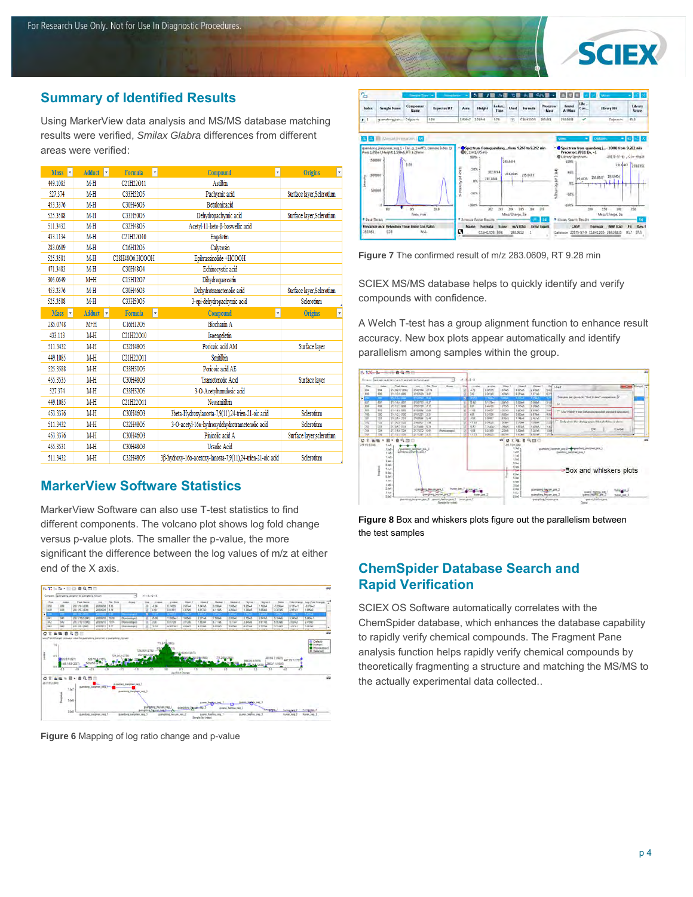## Summary of Identified Results

Using MarkerView data analysis and MS/MS database matching results were verified, *Smilax Glabra* differences from different areas were verified:

| Mass | Adduct | Formula | Compound | Origins |
|---|---|---|---|---|
| 449.1085 | M-H | C21H22O11 | Astilbin | |
| 527.374 | M-H | C33H52O5 | Pachymic acid | Surface layer,Sclerotium |
| 453.3376 | M-H | C30H46O3 | Betulonicacid | |
| 525.3588 | M-H | C33H50O5 | Dehydropachymic acid | Surface layer,Sclerotium |
| 511.3432 | M-H | C32H48O5 | Acetyl-11-keto-β-boswellic acid | |
| 433.1134 | M-H | C21H22O10 | Engeletin | |
| 283.0609 | M-H | C16H12O5 | Calycosin | |
| 525.3581 | M-H | C28H48O6.HCOOH | Ephrassinolide +HCOOH | |
| 471.3483 | M-H | C30H48O4 | Echinocystic acid | |
| 305.0649 | M-H | C15H12O7 | Dihydroquercetin | |
| 453.3376 | M-H | C30H46O3 | Dehydrotrametenolic acid | Surface layer,Sclerotium |
| 525.3588 | M-H | C33H50O5 | 3-epi-dehydropachymic acid | Sclerotium |
| **Mass** | **Adduct** | **Formula** | **Compound** | **Origins** |
| 285.0748 | M-H | C16H12O5 | Biochanin A | |
| 433.113 | M-H | C21H22O10 | Isoengeletin | |
| 511.3432 | M-H | C32H48O5 | Poricoic acid AM | Surface layer |
| 449.1085 | M-H | C21H22O11 | Smilbin | |
| 525.3588 | M-H | C33H50O5 | Poricoic acid AE | |
| 455.3535 | M-H | C30H48O3 | Trametenolic Acid | Surface layer |
| 527.374 | M-H | C33H52O5 | 3-O-Acetyltumulosic acid | |
| 449.1085 | M-H | C21H22O11 | Neosmitilbin | |
| 453.3376 | M-H | C30H46O3 | 3beta-Hydroxylanosta-7,9(11),24-trien-21-oic acid | Sclerotium |
| 511.3432 | M-H | C32H48O5 | 3-O-acetyl-16α-hydroxydehydrotrametenolic acid | Sclerotium |
| 453.3376 | M-H | C30H46O3 | Poricoic acid A | Surface layer,sclerotium |
| 455.3531 | M-H | C30H48O3 | Ursolic Acid | |
| 511.3432 | M-H | C32H48O5 | 3β-hydroxy-16α-acetoxy-lanosta-7,9(11),24-trien-21-oic acid | Sclerotium |

## MarkerView Software Statistics

MarkerView Software can also use T-test statistics to find different components. The volcano plot shows log fold change versus p-value plots. The smaller the p-value, the more significant the difference between the log values of m/z at either end of the X axis.

**Figure 6** Mapping of log ratio change and p-value

**Figure 7** The confirmed result of m/z 283.0609, RT 9.28 min

SCIEX MS/MS database helps to quickly identify and verify compounds with confidence.

A Welch T-test has a group alignment function to enhance result accuracy. New box plots appear automatically and identify parallelism among samples within the group.

**Figure 8** Box and whiskers plots figure out the parallelism between the test samples

## ChemSpider Database Search and Rapid Verification

SCIEX OS Software automatically correlates with the ChemSpider database, which enhances the database capability to rapidly verify chemical compounds. The Fragment Pane analysis function helps rapidly verify chemical compounds by theoretically fragmenting a structure and matching the MS/MS to the actually experimental data collected..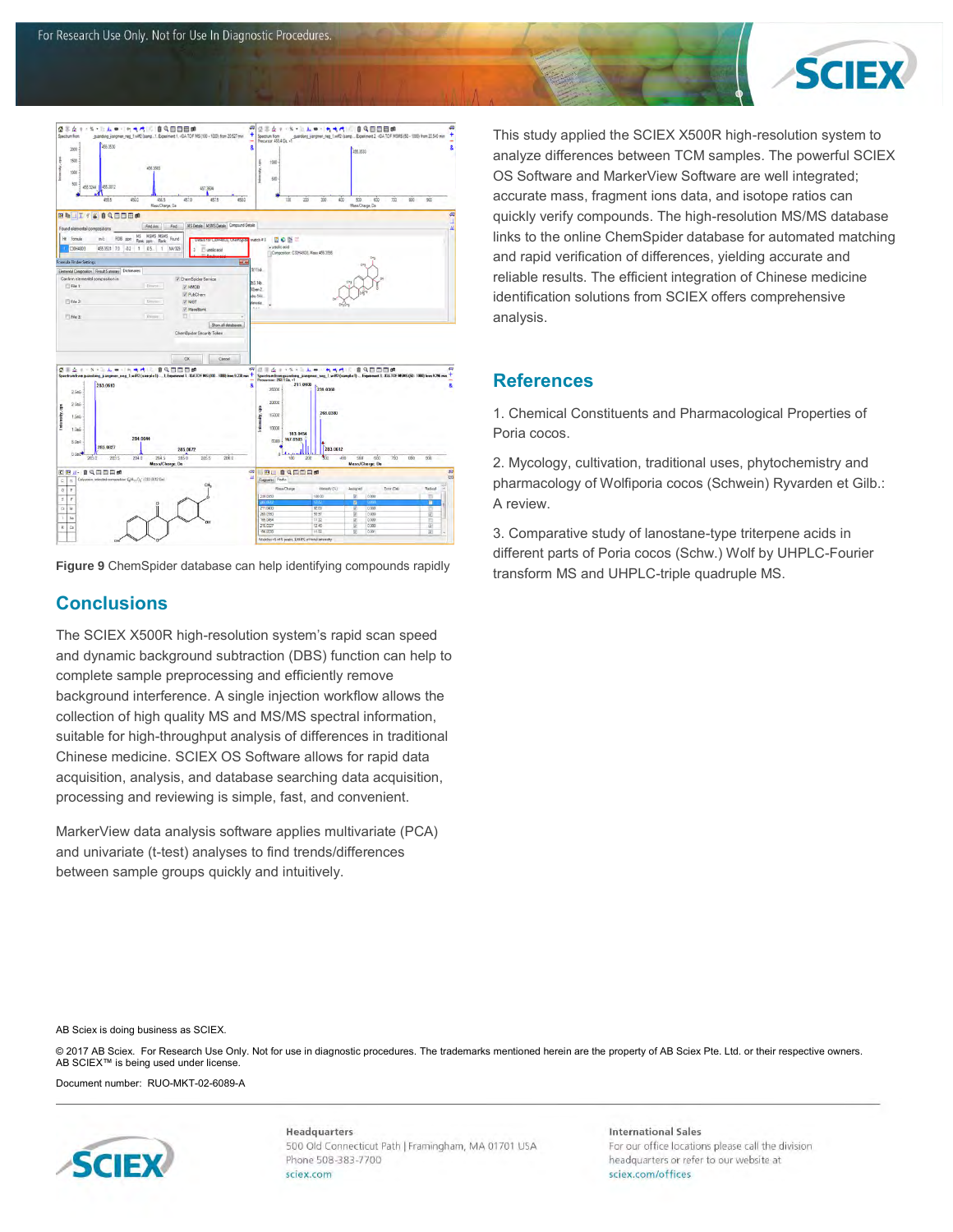Figure 9 ChemSpider database can help identifying compounds rapidly

## Conclusions

The SCIEX X500R high-resolution system's rapid scan speed and dynamic background subtraction (DBS) function can help to complete sample preprocessing and efficiently remove background interference. A single injection workflow allows the collection of high quality MS and MS/MS spectral information, suitable for high-throughput analysis of differences in traditional Chinese medicine. SCIEX OS Software allows for rapid data acquisition, analysis, and database searching data acquisition, processing and reviewing is simple, fast, and convenient.

MarkerView data analysis software applies multivariate (PCA) and univariate (t-test) analyses to find trends/differences between sample groups quickly and intuitively.

This study applied the SCIEX X500R high-resolution system to analyze differences between TCM samples. The powerful SCIEX OS Software and MarkerView Software are well integrated; accurate mass, fragment ions data, and isotope ratios can quickly verify compounds. The high-resolution MS/MS database links to the online ChemSpider database for automated matching and rapid verification of differences, yielding accurate and reliable results. The efficient integration of Chinese medicine identification solutions from SCIEX offers comprehensive analysis.

## References

1. Chemical Constituents and Pharmacological Properties of Poria cocos.

2. Mycology, cultivation, traditional uses, phytochemistry and pharmacology of Wolfiporia cocos (Schwein) Ryvarden et Gilb.: A review.

3. Comparative study of lanostane-type triterpene acids in different parts of Poria cocos (Schw.) Wolf by UHPLC-Fourier transform MS and UHPLC-triple quadruple MS.

AB Sciex is doing business as SCIEX.

© 2017 AB Sciex. For Research Use Only. Not for use in diagnostic procedures. The trademarks mentioned herein are the property of AB Sciex Pte. Ltd. or their respective owners. AB SCIEX™ is being used under license.

Document number: RUO-MKT-02-6089-A

Headquarters
500 Old Connecticut Path | Framingham, MA 01701 USA
Phone 508-383-7700
sciex.com

International Sales
For our office locations please call the division headquarters or refer to our website at
sciex.com/offices